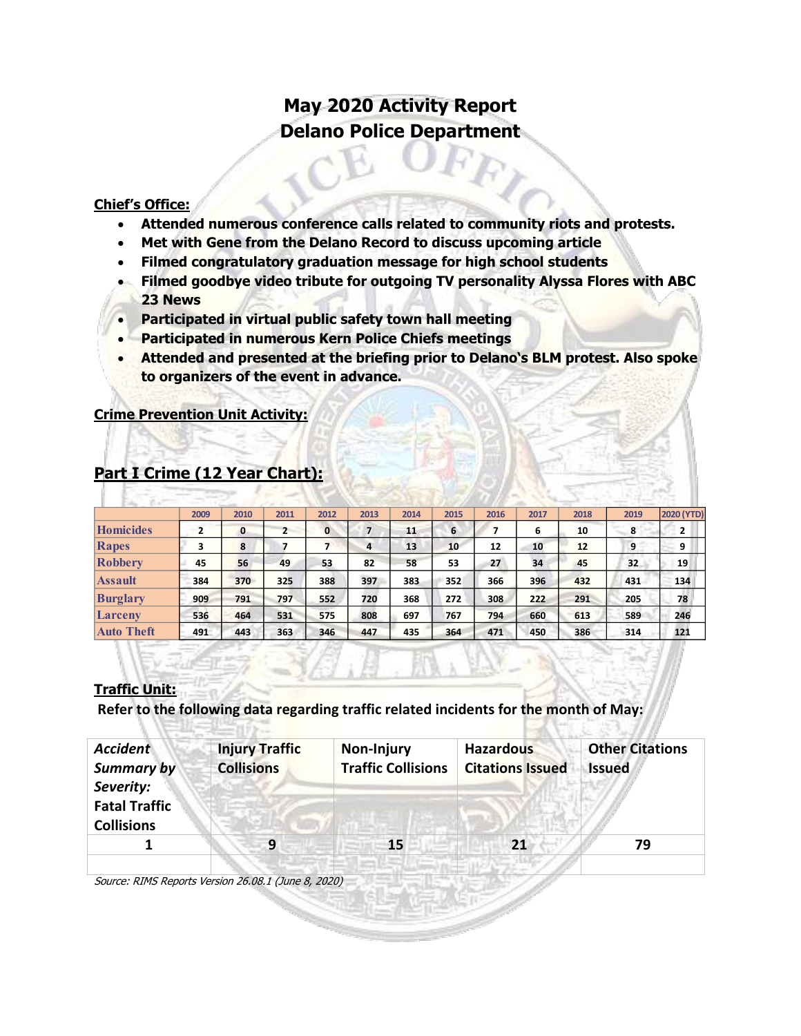# May 2020 Activity Report
# Delano Police Department

**Chief's Office:**

- **Attended numerous conference calls related to community riots and protests.**
- **Met with Gene from the Delano Record to discuss upcoming article**
- **Filmed congratulatory graduation message for high school students**
- **Filmed goodbye video tribute for outgoing TV personality Alyssa Flores with ABC 23 News**
- **Participated in virtual public safety town hall meeting**
- **Participated in numerous Kern Police Chiefs meetings**
- **Attended and presented at the briefing prior to Delano's BLM protest. Also spoke to organizers of the event in advance.**

**Crime Prevention Unit Activity:**

## Part I Crime (12 Year Chart):

| | 2009 | 2010 | 2011 | 2012 | 2013 | 2014 | 2015 | 2016 | 2017 | 2018 | 2019 | 2020 (YTD) |
|---|---|---|---|---|---|---|---|---|---|---|---|---|
| Homicides | 2 | 0 | 2 | 0 | 7 | 11 | 6 | 7 | 6 | 10 | 8 | 2 |
| Rapes | 3 | 8 | 7 | 7 | 4 | 13 | 10 | 12 | 10 | 12 | 9 | 9 |
| Robbery | 45 | 56 | 49 | 53 | 82 | 58 | 53 | 27 | 34 | 45 | 32 | 19 |
| Assault | 384 | 370 | 325 | 388 | 397 | 383 | 352 | 366 | 396 | 432 | 431 | 134 |
| Burglary | 909 | 791 | 797 | 552 | 720 | 368 | 272 | 308 | 222 | 291 | 205 | 78 |
| Larceny | 536 | 464 | 531 | 575 | 808 | 697 | 767 | 794 | 660 | 613 | 589 | 246 |
| Auto Theft | 491 | 443 | 363 | 346 | 447 | 435 | 364 | 471 | 450 | 386 | 314 | 121 |

**Traffic Unit:**

**Refer to the following data regarding traffic related incidents for the month of May:**

| *Accident Summary by Severity:* **Fatal Traffic Collisions** | **Injury Traffic Collisions** | **Non-Injury Traffic Collisions** | **Hazardous Citations Issued** | **Other Citations Issued** |
|---|---|---|---|---|
| 1 | 9 | 15 | 21 | 79 |
| | | | | |

*Source: RIMS Reports Version 26.08.1 (June 8, 2020)*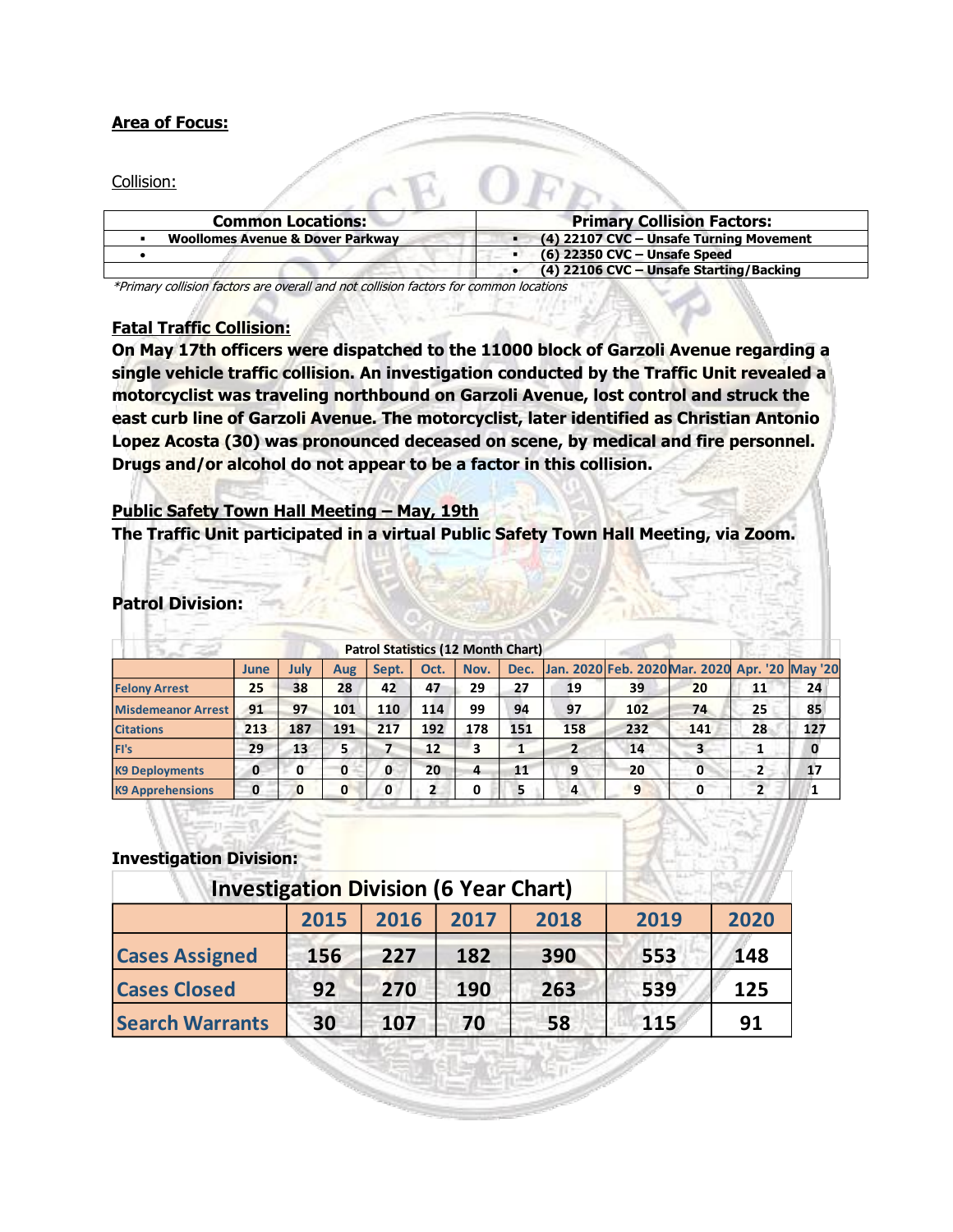**Area of Focus:**

Collision:

| Common Locations: | Primary Collision Factors: |
|---|---|
| ▪ Woollomes Avenue & Dover Parkway | ▪ (4) 22107 CVC – Unsafe Turning Movement |
| • | ▪ (6) 22350 CVC – Unsafe Speed |
| | • (4) 22106 CVC – Unsafe Starting/Backing |

*Primary collision factors are overall and not collision factors for common locations*

**Fatal Traffic Collision:**

**On May 17th officers were dispatched to the 11000 block of Garzoli Avenue regarding a single vehicle traffic collision. An investigation conducted by the Traffic Unit revealed a motorcyclist was traveling northbound on Garzoli Avenue, lost control and struck the east curb line of Garzoli Avenue. The motorcyclist, later identified as Christian Antonio Lopez Acosta (30) was pronounced deceased on scene, by medical and fire personnel. Drugs and/or alcohol do not appear to be a factor in this collision.**

**Public Safety Town Hall Meeting – May, 19th**

**The Traffic Unit participated in a virtual Public Safety Town Hall Meeting, via Zoom.**

**Patrol Division:**

Patrol Statistics (12 Month Chart)

| | June | July | Aug | Sept. | Oct. | Nov. | Dec. | Jan. 2020 | Feb. 2020 | Mar. 2020 | Apr. '20 | May '20 |
|---|---|---|---|---|---|---|---|---|---|---|---|---|
| Felony Arrest | 25 | 38 | 28 | 42 | 47 | 29 | 27 | 19 | 39 | 20 | 11 | 24 |
| Misdemeanor Arrest | 91 | 97 | 101 | 110 | 114 | 99 | 94 | 97 | 102 | 74 | 25 | 85 |
| Citations | 213 | 187 | 191 | 217 | 192 | 178 | 151 | 158 | 232 | 141 | 28 | 127 |
| FI's | 29 | 13 | 5 | 7 | 12 | 3 | 1 | 2 | 14 | 3 | 1 | 0 |
| K9 Deployments | 0 | 0 | 0 | 0 | 20 | 4 | 11 | 9 | 20 | 0 | 2 | 17 |
| K9 Apprehensions | 0 | 0 | 0 | 0 | 2 | 0 | 5 | 4 | 9 | 0 | 2 | 1 |

**Investigation Division:**

Investigation Division (6 Year Chart)

| | 2015 | 2016 | 2017 | 2018 | 2019 | 2020 |
|---|---|---|---|---|---|---|
| Cases Assigned | 156 | 227 | 182 | 390 | 553 | 148 |
| Cases Closed | 92 | 270 | 190 | 263 | 539 | 125 |
| Search Warrants | 30 | 107 | 70 | 58 | 115 | 91 |